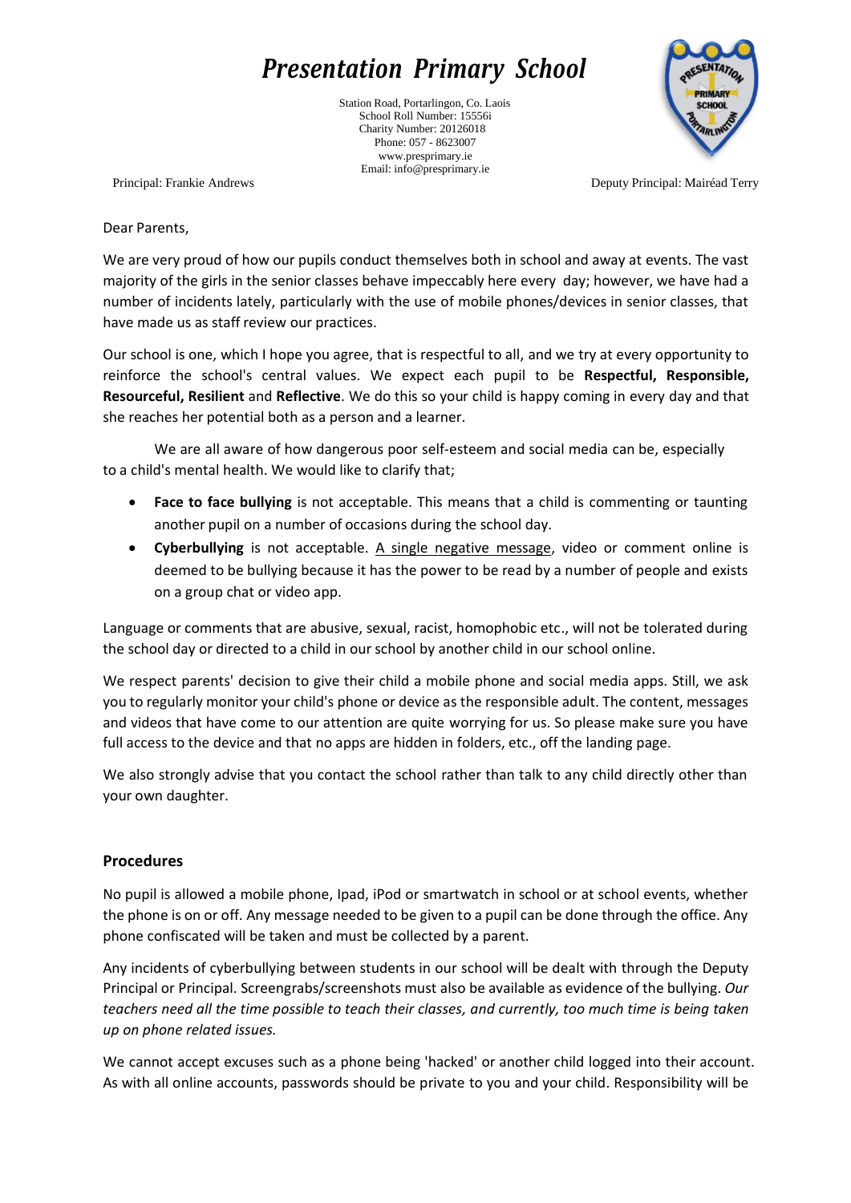# *Presentation Primary School*

Station Road, Portarlingon, Co. Laois
School Roll Number: 15556i
Charity Number: 20126018
Phone: 057 - 8623007
www.presprimary.ie
Email: info@presprimary.ie

Principal: Frankie Andrews

Deputy Principal: Mairéad Terry

Dear Parents,

We are very proud of how our pupils conduct themselves both in school and away at events. The vast majority of the girls in the senior classes behave impeccably here every day; however, we have had a number of incidents lately, particularly with the use of mobile phones/devices in senior classes, that have made us as staff review our practices.

Our school is one, which I hope you agree, that is respectful to all, and we try at every opportunity to reinforce the school's central values. We expect each pupil to be **Respectful, Responsible, Resourceful, Resilient** and **Reflective**. We do this so your child is happy coming in every day and that she reaches her potential both as a person and a learner.

We are all aware of how dangerous poor self-esteem and social media can be, especially to a child's mental health. We would like to clarify that;

- **Face to face bullying** is not acceptable. This means that a child is commenting or taunting another pupil on a number of occasions during the school day.
- **Cyberbullying** is not acceptable. <u>A single negative message</u>, video or comment online is deemed to be bullying because it has the power to be read by a number of people and exists on a group chat or video app.

Language or comments that are abusive, sexual, racist, homophobic etc., will not be tolerated during the school day or directed to a child in our school by another child in our school online.

We respect parents' decision to give their child a mobile phone and social media apps. Still, we ask you to regularly monitor your child's phone or device as the responsible adult. The content, messages and videos that have come to our attention are quite worrying for us. So please make sure you have full access to the device and that no apps are hidden in folders, etc., off the landing page.

We also strongly advise that you contact the school rather than talk to any child directly other than your own daughter.

### Procedures

No pupil is allowed a mobile phone, Ipad, iPod or smartwatch in school or at school events, whether the phone is on or off. Any message needed to be given to a pupil can be done through the office. Any phone confiscated will be taken and must be collected by a parent.

Any incidents of cyberbullying between students in our school will be dealt with through the Deputy Principal or Principal. Screengrabs/screenshots must also be available as evidence of the bullying. *Our teachers need all the time possible to teach their classes, and currently, too much time is being taken up on phone related issues.*

We cannot accept excuses such as a phone being 'hacked' or another child logged into their account. As with all online accounts, passwords should be private to you and your child. Responsibility will be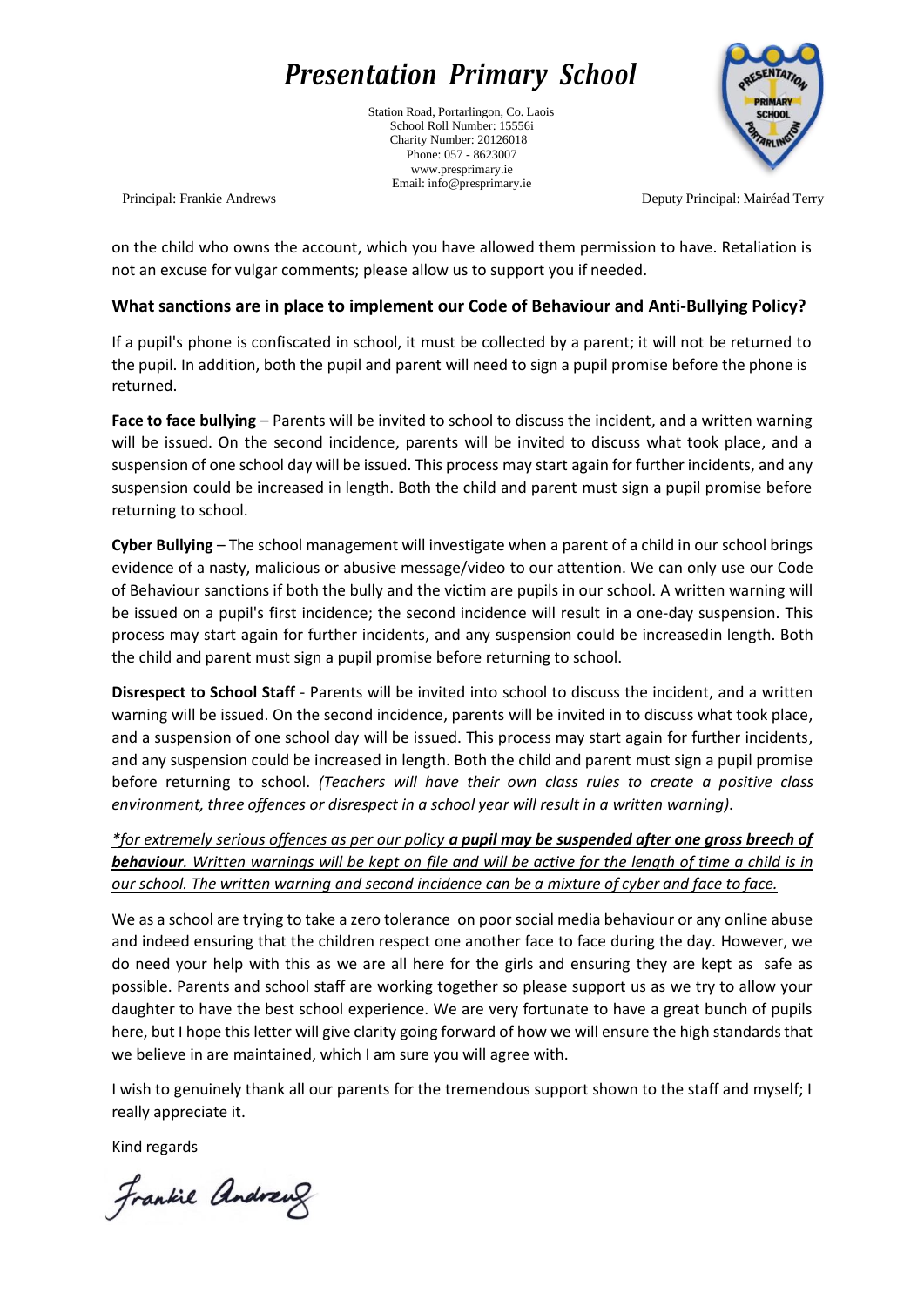on the child who owns the account, which you have allowed them permission to have. Retaliation is not an excuse for vulgar comments; please allow us to support you if needed.

### What sanctions are in place to implement our Code of Behaviour and Anti-Bullying Policy?

If a pupil's phone is confiscated in school, it must be collected by a parent; it will not be returned to the pupil. In addition, both the pupil and parent will need to sign a pupil promise before the phone is returned.

**Face to face bullying** – Parents will be invited to school to discuss the incident, and a written warning will be issued. On the second incidence, parents will be invited to discuss what took place, and a suspension of one school day will be issued. This process may start again for further incidents, and any suspension could be increased in length. Both the child and parent must sign a pupil promise before returning to school.

**Cyber Bullying** – The school management will investigate when a parent of a child in our school brings evidence of a nasty, malicious or abusive message/video to our attention. We can only use our Code of Behaviour sanctions if both the bully and the victim are pupils in our school. A written warning will be issued on a pupil's first incidence; the second incidence will result in a one-day suspension. This process may start again for further incidents, and any suspension could be increasedin length. Both the child and parent must sign a pupil promise before returning to school.

**Disrespect to School Staff** - Parents will be invited into school to discuss the incident, and a written warning will be issued. On the second incidence, parents will be invited in to discuss what took place, and a suspension of one school day will be issued. This process may start again for further incidents, and any suspension could be increased in length. Both the child and parent must sign a pupil promise before returning to school. *(Teachers will have their own class rules to create a positive class environment, three offences or disrespect in a school year will result in a written warning).*

*\*for extremely serious offences as per our policy **a pupil may be suspended after one gross breech of behaviour**. Written warnings will be kept on file and will be active for the length of time a child is in our school. The written warning and second incidence can be a mixture of cyber and face to face.*

We as a school are trying to take a zero tolerance on poor social media behaviour or any online abuse and indeed ensuring that the children respect one another face to face during the day. However, we do need your help with this as we are all here for the girls and ensuring they are kept as safe as possible. Parents and school staff are working together so please support us as we try to allow your daughter to have the best school experience. We are very fortunate to have a great bunch of pupils here, but I hope this letter will give clarity going forward of how we will ensure the high standards that we believe in are maintained, which I am sure you will agree with.

I wish to genuinely thank all our parents for the tremendous support shown to the staff and myself; I really appreciate it.

Kind regards

Frankie Andrews